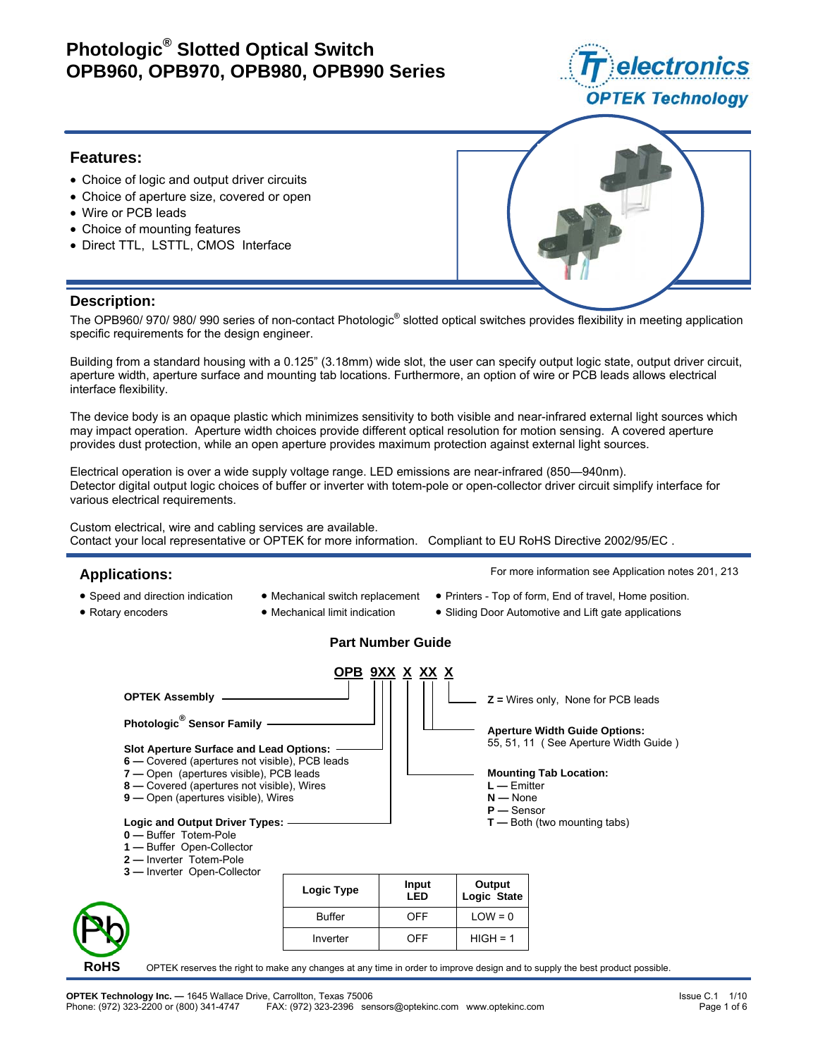# Photologic® Slotted Optical Switch
# OPB960, OPB970, OPB980, OPB990 Series

## Features:

- Choice of logic and output driver circuits
- Choice of aperture size, covered or open
- Wire or PCB leads
- Choice of mounting features
- Direct TTL, LSTTL, CMOS Interface

## Description:

The OPB960/ 970/ 980/ 990 series of non-contact Photologic® slotted optical switches provides flexibility in meeting application specific requirements for the design engineer.

Building from a standard housing with a 0.125" (3.18mm) wide slot, the user can specify output logic state, output driver circuit, aperture width, aperture surface and mounting tab locations. Furthermore, an option of wire or PCB leads allows electrical interface flexibility.

The device body is an opaque plastic which minimizes sensitivity to both visible and near-infrared external light sources which may impact operation. Aperture width choices provide different optical resolution for motion sensing. A covered aperture provides dust protection, while an open aperture provides maximum protection against external light sources.

Electrical operation is over a wide supply voltage range. LED emissions are near-infrared (850—940nm).
Detector digital output logic choices of buffer or inverter with totem-pole or open-collector driver circuit simplify interface for various electrical requirements.

Custom electrical, wire and cabling services are available.
Contact your local representative or OPTEK for more information. Compliant to EU RoHS Directive 2002/95/EC .

## Applications:

For more information see Application notes 201, 213

- Speed and direction indication
- Rotary encoders
- Mechanical switch replacement
- Mechanical limit indication
- Printers - Top of form, End of travel, Home position.
- Sliding Door Automotive and Lift gate applications

### Part Number Guide

**OPB 9XX X XX X**

- **OPTEK Assembly**
- **Photologic® Sensor Family**
- **Slot Aperture Surface and Lead Options:**
  - **6 —** Covered (apertures not visible), PCB leads
  - **7 —** Open (apertures visible), PCB leads
  - **8 —** Covered (apertures not visible), Wires
  - **9 —** Open (apertures visible), Wires
- **Logic and Output Driver Types:**
  - **0 —** Buffer Totem-Pole
  - **1 —** Buffer Open-Collector
  - **2 —** Inverter Totem-Pole
  - **3 —** Inverter Open-Collector
- **Mounting Tab Location:**
  - **L —** Emitter
  - **N —** None
  - **P —** Sensor
  - **T —** Both (two mounting tabs)
- **Aperture Width Guide Options:** 55, 51, 11 ( See Aperture Width Guide )
- **Z =** Wires only, None for PCB leads

| Logic Type | Input LED | Output Logic State |
|---|---|---|
| Buffer | OFF | LOW = 0 |
| Inverter | OFF | HIGH = 1 |

RoHS

OPTEK reserves the right to make any changes at any time in order to improve design and to supply the best product possible.

**OPTEK Technology Inc. —** 1645 Wallace Drive, Carrollton, Texas 75006
Phone: (972) 323-2200 or (800) 341-4747 FAX: (972) 323-2396 sensors@optekinc.com www.optekinc.com

Issue C.1 1/10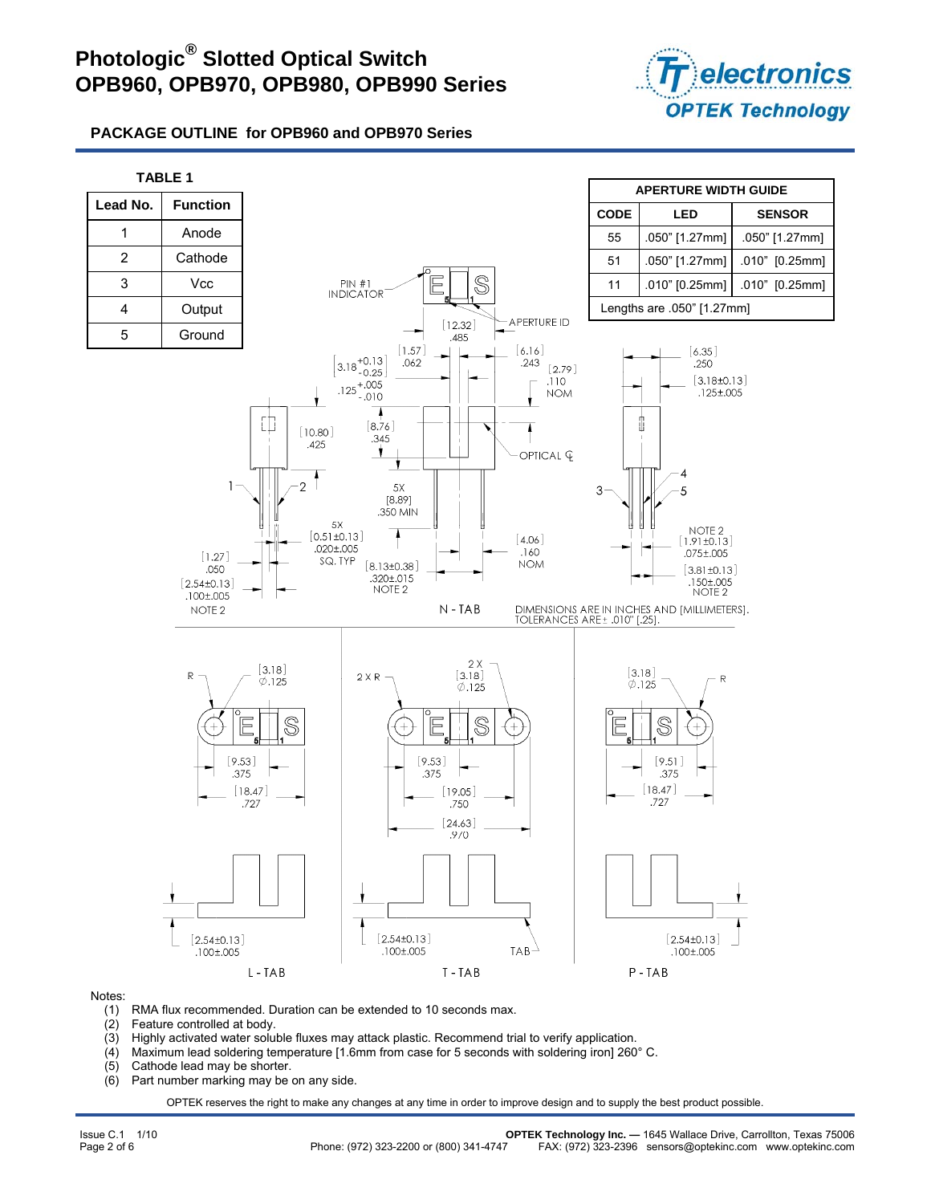# Photologic® Slotted Optical Switch
# OPB960, OPB970, OPB980, OPB990 Series

## PACKAGE OUTLINE for OPB960 and OPB970 Series

**TABLE 1**

| Lead No. | Function |
|---|---|
| 1 | Anode |
| 2 | Cathode |
| 3 | Vcc |
| 4 | Output |
| 5 | Ground |

| APERTURE WIDTH GUIDE | | |
|---|---|---|
| **CODE** | **LED** | **SENSOR** |
| 55 | .050" [1.27mm] | .050" [1.27mm] |
| 51 | .050" [1.27mm] | .010" [0.25mm] |
| 11 | .010" [0.25mm] | .010" [0.25mm] |
| Lengths are .050" [1.27mm] | | |

N - TAB

DIMENSIONS ARE IN INCHES AND [MILLIMETERS]. TOLERANCES ARE ± .010" [.25].

L - TAB

T - TAB

P - TAB

Notes:

(1) RMA flux recommended. Duration can be extended to 10 seconds max.
(2) Feature controlled at body.
(3) Highly activated water soluble fluxes may attack plastic. Recommend trial to verify application.
(4) Maximum lead soldering temperature [1.6mm from case for 5 seconds with soldering iron] 260° C.
(5) Cathode lead may be shorter.
(6) Part number marking may be on any side.

OPTEK reserves the right to make any changes at any time in order to improve design and to supply the best product possible.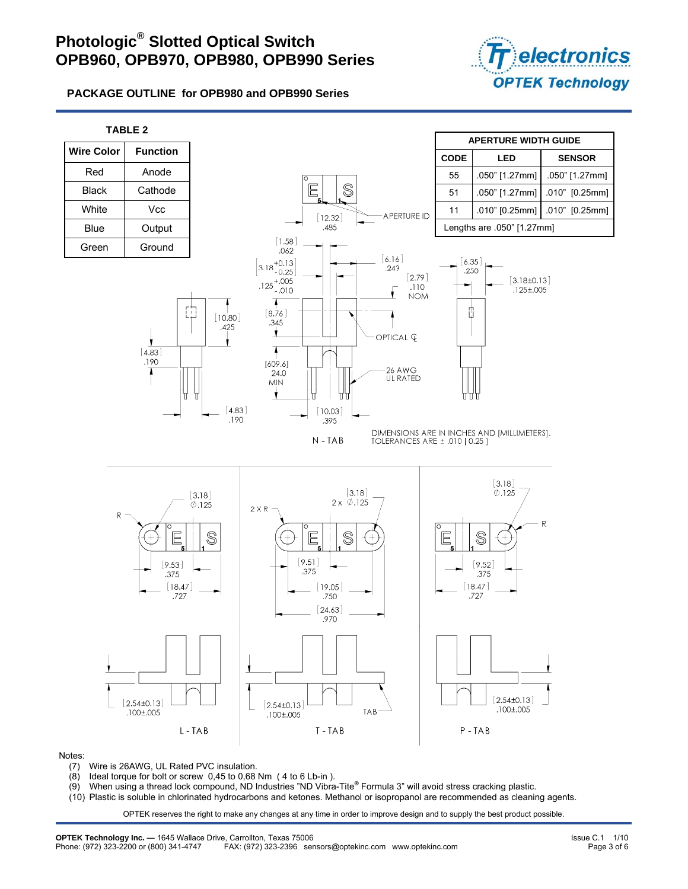# Photologic® Slotted Optical Switch
# OPB960, OPB970, OPB980, OPB990 Series

## PACKAGE OUTLINE for OPB980 and OPB990 Series

**TABLE 2**

| Wire Color | Function |
|---|---|
| Red | Anode |
| Black | Cathode |
| White | Vcc |
| Blue | Output |
| Green | Ground |

| APERTURE WIDTH GUIDE | | |
|---|---|---|
| CODE | LED | SENSOR |
| 55 | .050" [1.27mm] | .050" [1.27mm] |
| 51 | .050" [1.27mm] | .010" [0.25mm] |
| 11 | .010" [0.25mm] | .010" [0.25mm] |
| Lengths are .050" [1.27mm] | | |

APERTURE ID

[12.32] .485

[1.58] .062

[3.18 +0.13 -0.25] .125 +.005 -.010

[6.16] .243

[2.79] .110 NOM

[6.35] .250

[3.18±0.13] .125±.005

[10.80] .425

[8.76] .345

OPTICAL ℄

[4.83] .190

[609.6] 24.0 MIN

26 AWG UL RATED

[4.83] .190

[10.03] .395

N - TAB

DIMENSIONS ARE IN INCHES AND [MILLIMETERS]. TOLERANCES ARE ± .010 [0.25]

L - TAB: [3.18] ∅.125, R, [9.53] .375, [18.47] .727, [2.54±0.13] .100±.005

T - TAB: [3.18] 2 x ∅.125, 2 X R, [9.51] .375, [19.05] .750, [24.63] .970, [2.54±0.13] .100±.005, TAB

P - TAB: [3.18] ∅.125, R, [9.52] .375, [18.47] .727, [2.54±0.13] .100±.005

Notes:

(7) Wire is 26AWG, UL Rated PVC insulation.
(8) Ideal torque for bolt or screw 0,45 to 0,68 Nm ( 4 to 6 Lb-in ).
(9) When using a thread lock compound, ND Industries "ND Vibra-Tite® Formula 3" will avoid stress cracking plastic.
(10) Plastic is soluble in chlorinated hydrocarbons and ketones. Methanol or isopropanol are recommended as cleaning agents.

OPTEK reserves the right to make any changes at any time in order to improve design and to supply the best product possible.

**OPTEK Technology Inc. —** 1645 Wallace Drive, Carrollton, Texas 75006
Phone: (972) 323-2200 or (800) 341-4747 FAX: (972) 323-2396 sensors@optekinc.com www.optekinc.com

Issue C.1 1/10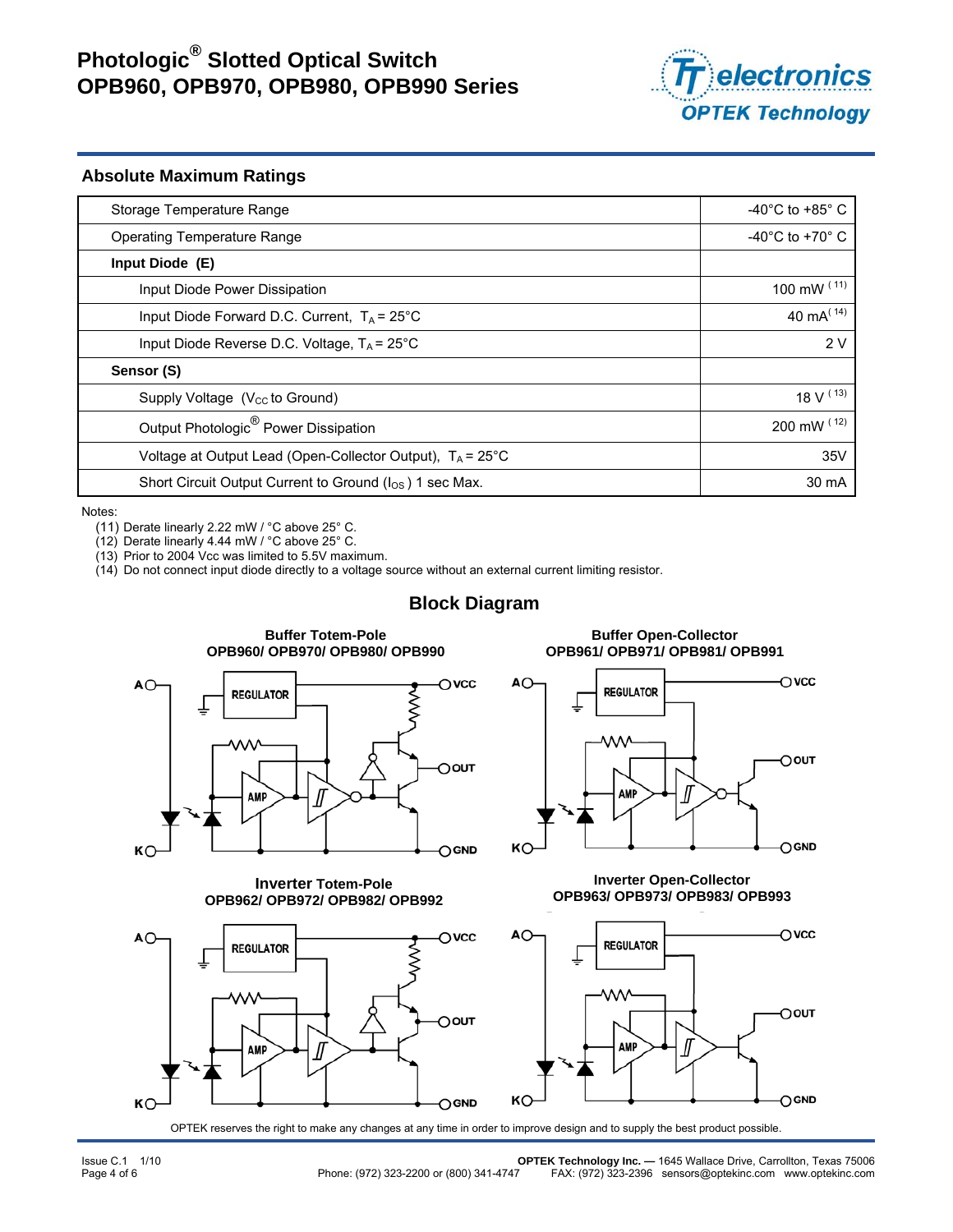## Absolute Maximum Ratings

| Parameter | Rating |
|---|---|
| Storage Temperature Range | -40°C to +85° C |
| Operating Temperature Range | -40°C to +70° C |
| **Input Diode (E)** | |
| Input Diode Power Dissipation | 100 mW [11] |
| Input Diode Forward D.C. Current, $T_A = 25°C$ | 40 mA [14] |
| Input Diode Reverse D.C. Voltage, $T_A = 25°C$ | 2 V |
| **Sensor (S)** | |
| Supply Voltage ($V_{CC}$ to Ground) | 18 V [13] |
| Output Photologic® Power Dissipation | 200 mW [12] |
| Voltage at Output Lead (Open-Collector Output), $T_A = 25°C$ | 35V |
| Short Circuit Output Current to Ground ($I_{OS}$) 1 sec Max. | 30 mA |

Notes:

(11) Derate linearly 2.22 mW / °C above 25° C.
(12) Derate linearly 4.44 mW / °C above 25° C.
(13) Prior to 2004 Vcc was limited to 5.5V maximum.
(14) Do not connect input diode directly to a voltage source without an external current limiting resistor.

## Block Diagram

**Buffer Totem-Pole**
**OPB960/ OPB970/ OPB980/ OPB990**

**Buffer Open-Collector**
**OPB961/ OPB971/ OPB981/ OPB991**

**Inverter Totem-Pole**
**OPB962/ OPB972/ OPB982/ OPB992**

**Inverter Open-Collector**
**OPB963/ OPB973/ OPB983/ OPB993**

OPTEK reserves the right to make any changes at any time in order to improve design and to supply the best product possible.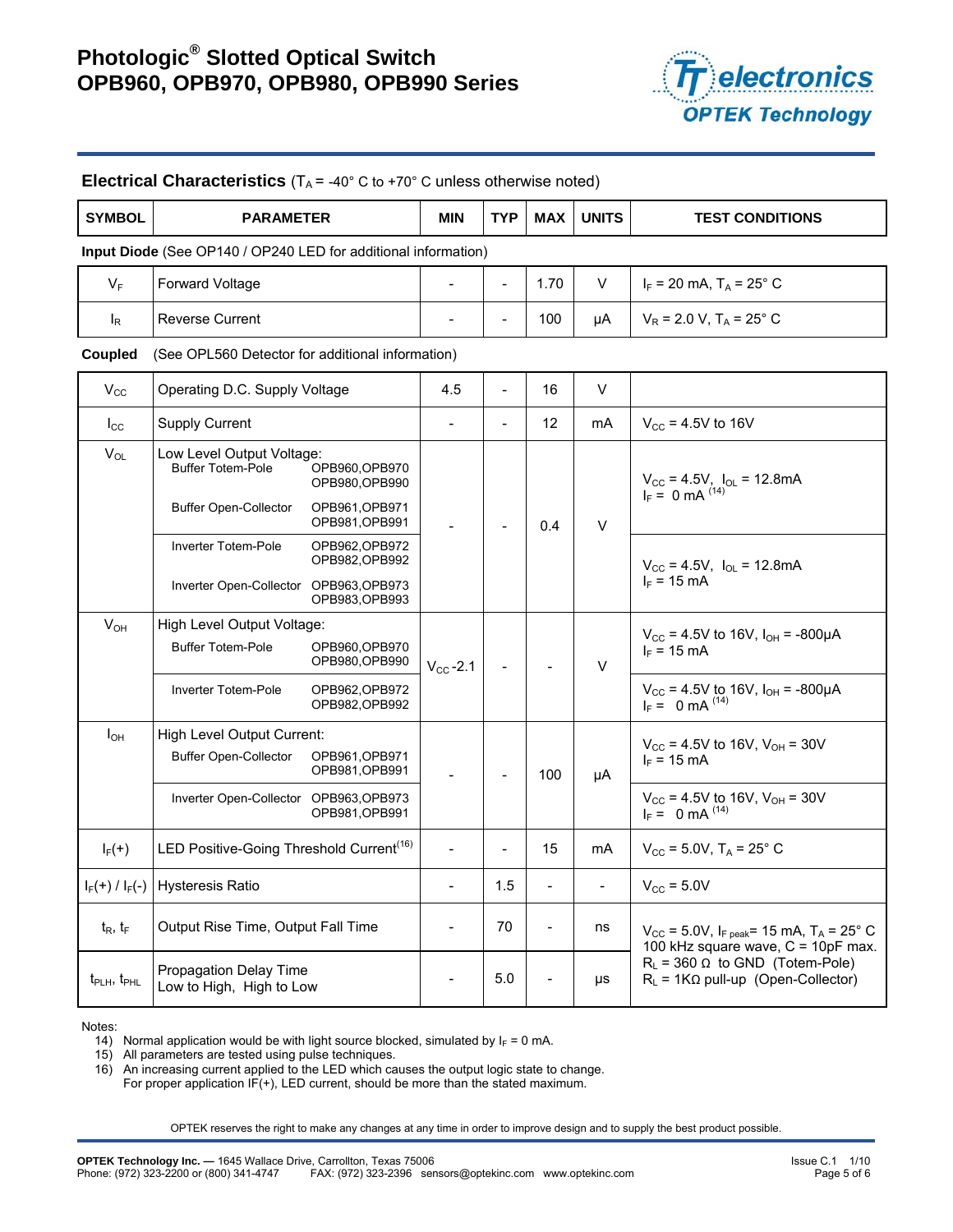# Photologic® Slotted Optical Switch
# OPB960, OPB970, OPB980, OPB990 Series

## Electrical Characteristics ($T_A$ = -40° C to +70° C unless otherwise noted)

| SYMBOL | PARAMETER | | MIN | TYP | MAX | UNITS | TEST CONDITIONS |
|---|---|---|---|---|---|---|---|
| **Input Diode** (See OP140 / OP240 LED for additional information) | | | | | | | |
| $V_F$ | Forward Voltage | | - | - | 1.70 | V | $I_F$ = 20 mA, $T_A$ = 25° C |
| $I_R$ | Reverse Current | | - | - | 100 | µA | $V_R$ = 2.0 V, $T_A$ = 25° C |
| **Coupled** (See OPL560 Detector for additional information) | | | | | | | |
| $V_{CC}$ | Operating D.C. Supply Voltage | | 4.5 | - | 16 | V | |
| $I_{CC}$ | Supply Current | | - | - | 12 | mA | $V_{CC}$ = 4.5V to 16V |
| $V_{OL}$ | Low Level Output Voltage: Buffer Totem-Pole | OPB960,OPB970 OPB980,OPB990 | - | - | 0.4 | V | $V_{CC}$ = 4.5V, $I_{OL}$ = 12.8mA $I_F$ = 0 mA (14) |
| | Buffer Open-Collector | OPB961,OPB971 OPB981,OPB991 | | | | | |
| | Inverter Totem-Pole | OPB962,OPB972 OPB982,OPB992 | | | | | $V_{CC}$ = 4.5V, $I_{OL}$ = 12.8mA $I_F$ = 15 mA |
| | Inverter Open-Collector | OPB963,OPB973 OPB983,OPB993 | | | | | |
| $V_{OH}$ | High Level Output Voltage: Buffer Totem-Pole | OPB960,OPB970 OPB980,OPB990 | $V_{CC}$-2.1 | - | - | V | $V_{CC}$ = 4.5V to 16V, $I_{OH}$ = -800µA $I_F$ = 15 mA |
| | Inverter Totem-Pole | OPB962,OPB972 OPB982,OPB992 | | | | | $V_{CC}$ = 4.5V to 16V, $I_{OH}$ = -800µA $I_F$ = 0 mA (14) |
| $I_{OH}$ | High Level Output Current: Buffer Open-Collector | OPB961,OPB971 OPB981,OPB991 | - | - | 100 | µA | $V_{CC}$ = 4.5V to 16V, $V_{OH}$ = 30V $I_F$ = 15 mA |
| | Inverter Open-Collector | OPB963,OPB973 OPB981,OPB991 | | | | | $V_{CC}$ = 4.5V to 16V, $V_{OH}$ = 30V $I_F$ = 0 mA (14) |
| $I_F(+)$ | LED Positive-Going Threshold Current(16) | | - | - | 15 | mA | $V_{CC}$ = 5.0V, $T_A$ = 25° C |
| $I_F(+)$ / $I_F(-)$ | Hysteresis Ratio | | - | 1.5 | - | - | $V_{CC}$ = 5.0V |
| $t_R$, $t_F$ | Output Rise Time, Output Fall Time | | - | 70 | - | ns | $V_{CC}$ = 5.0V, $I_{F\ peak}$= 15 mA, $T_A$ = 25° C 100 kHz square wave, C = 10pF max. $R_L$ = 360 Ω to GND (Totem-Pole) $R_L$ = 1KΩ pull-up (Open-Collector) |
| $t_{PLH}$, $t_{PHL}$ | Propagation Delay Time Low to High, High to Low | | - | 5.0 | - | µs | |

Notes:

14) Normal application would be with light source blocked, simulated by $I_F$ = 0 mA.
15) All parameters are tested using pulse techniques.
16) An increasing current applied to the LED which causes the output logic state to change. For proper application IF(+), LED current, should be more than the stated maximum.

OPTEK reserves the right to make any changes at any time in order to improve design and to supply the best product possible.

**OPTEK Technology Inc.** — 1645 Wallace Drive, Carrollton, Texas 75006
Phone: (972) 323-2200 or (800) 341-4747 FAX: (972) 323-2396 sensors@optekinc.com www.optekinc.com

Issue C.1 1/10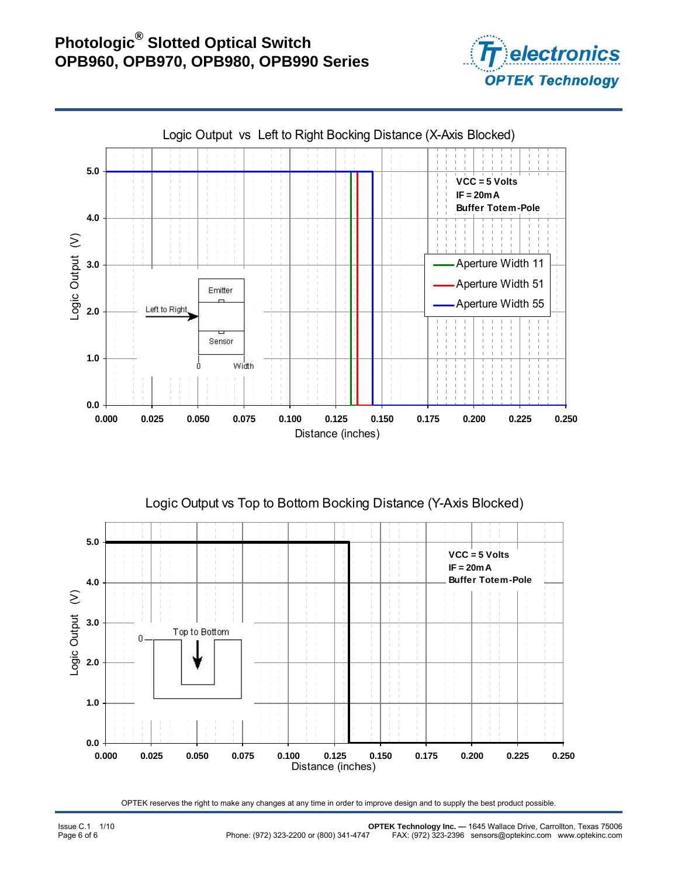Logic Output vs Left to Right Bocking Distance (X-Axis Blocked)

VCC = 5 Volts
IF = 20mA
Buffer Totem-Pole

Aperture Width 11
Aperture Width 51
Aperture Width 55

Emitter
Left to Right
Sensor
0
Width

Logic Output (V)

5.0
4.0
3.0
2.0
1.0
0.0

0.000 0.025 0.050 0.075 0.100 0.125 0.150 0.175 0.200 0.225 0.250

Distance (inches)

Logic Output vs Top to Bottom Bocking Distance (Y-Axis Blocked)

VCC = 5 Volts
IF = 20mA
Buffer Totem-Pole

Top to Bottom
0

Logic Output (V)

5.0
4.0
3.0
2.0
1.0
0.0

0.000 0.025 0.050 0.075 0.100 0.125 0.150 0.175 0.200 0.225 0.250

Distance (inches)

OPTEK reserves the right to make any changes at any time in order to improve design and to supply the best product possible.